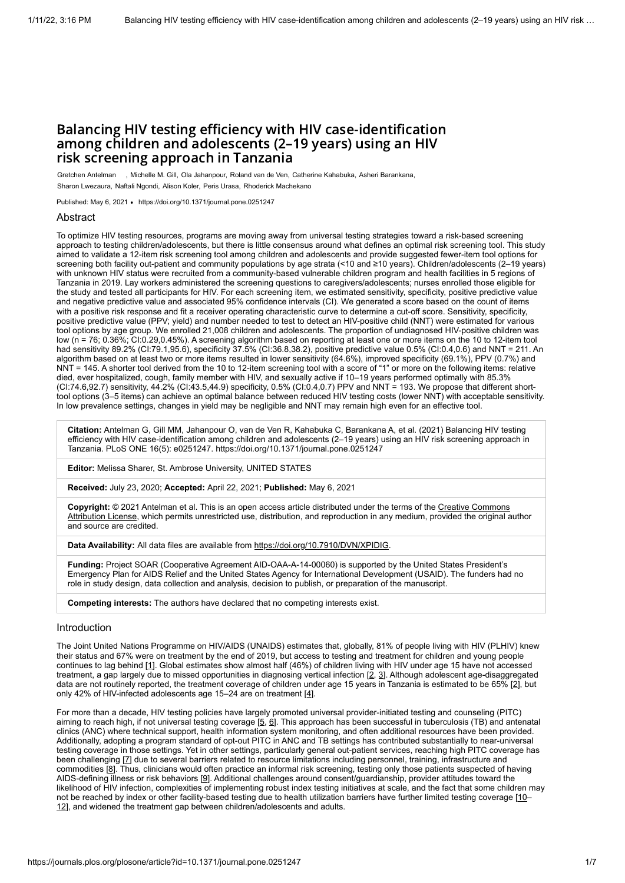# Balancing HIV testing efficiency with HIV case-identification among children and adolescents (2–19 years) using an HIV risk screening approach in Tanzania

Gretchen Antelman , Michelle M. Gill, Ola Jahanpour, Roland van de Ven, Catherine Kahabuka, Asheri Barankana, Sharon Lwezaura, Naftali Ngondi, Alison Koler, Peris Urasa, Rhoderick Machekano

Published: May 6, 2021 • https://doi.org/10.1371/journal.pone.0251247

## Abstract

To optimize HIV testing resources, programs are moving away from universal testing strategies toward a risk-based screening approach to testing children/adolescents, but there is little consensus around what defines an optimal risk screening tool. This study aimed to validate a 12-item risk screening tool among children and adolescents and provide suggested fewer-item tool options for screening both facility out-patient and community populations by age strata (<10 and ≥10 years). Children/adolescents (2–19 years) with unknown HIV status were recruited from a community-based vulnerable children program and health facilities in 5 regions of Tanzania in 2019. Lay workers administered the screening questions to caregivers/adolescents; nurses enrolled those eligible for the study and tested all participants for HIV. For each screening item, we estimated sensitivity, specificity, positive predictive value and negative predictive value and associated 95% confidence intervals (CI). We generated a score based on the count of items with a positive risk response and fit a receiver operating characteristic curve to determine a cut-off score. Sensitivity, specificity, positive predictive value (PPV; yield) and number needed to test to detect an HIV-positive child (NNT) were estimated for various tool options by age group. We enrolled 21,008 children and adolescents. The proportion of undiagnosed HIV-positive children was low (n = 76; 0.36%; CI:0.29,0.45%). A screening algorithm based on reporting at least one or more items on the 10 to 12-item tool had sensitivity 89.2% (CI:79.1,95.6), specificity 37.5% (CI:36.8,38.2), positive predictive value 0.5% (CI:0.4,0.6) and NNT = 211. An algorithm based on at least two or more items resulted in lower sensitivity (64.6%), improved specificity (69.1%), PPV (0.7%) and NNT = 145. A shorter tool derived from the 10 to 12-item screening tool with a score of "1" or more on the following items: relative died, ever hospitalized, cough, family member with HIV, and sexually active if 10–19 years performed optimally with 85.3% (CI:74.6,92.7) sensitivity, 44.2% (CI:43.5,44.9) specificity, 0.5% (CI:0.4,0.7) PPV and NNT = 193. We propose that different short-tool options (3–5 items) can achieve an optimal balance between reduced HIV testing costs (lower NNT) with acceptable sensitivity. In low prevalence settings, changes in yield may be negligible and NNT may remain high even for an effective tool.

**Citation:** Antelman G, Gill MM, Jahanpour O, van de Ven R, Kahabuka C, Barankana A, et al. (2021) Balancing HIV testing efficiency with HIV case-identification among children and adolescents (2–19 years) using an HIV risk screening approach in Tanzania. PLoS ONE 16(5): e0251247. https://doi.org/10.1371/journal.pone.0251247

**Editor:** Melissa Sharer, St. Ambrose University, UNITED STATES

**Received:** July 23, 2020; **Accepted:** April 22, 2021; **Published:** May 6, 2021

**Copyright:** © 2021 Antelman et al. This is an open access article distributed under the terms of the Creative Commons Attribution License, which permits unrestricted use, distribution, and reproduction in any medium, provided the original author and source are credited.

**Data Availability:** All data files are available from https://doi.org/10.7910/DVN/XPIDIG.

**Funding:** Project SOAR (Cooperative Agreement AID-OAA-A-14-00060) is supported by the United States President's Emergency Plan for AIDS Relief and the United States Agency for International Development (USAID). The funders had no role in study design, data collection and analysis, decision to publish, or preparation of the manuscript.

**Competing interests:** The authors have declared that no competing interests exist.

## Introduction

The Joint United Nations Programme on HIV/AIDS (UNAIDS) estimates that, globally, 81% of people living with HIV (PLHIV) knew their status and 67% were on treatment by the end of 2019, but access to testing and treatment for children and young people continues to lag behind [1]. Global estimates show almost half (46%) of children living with HIV under age 15 have not accessed treatment, a gap largely due to missed opportunities in diagnosing vertical infection [2, 3]. Although adolescent age-disaggregated data are not routinely reported, the treatment coverage of children under age 15 years in Tanzania is estimated to be 65% [2], but only 42% of HIV-infected adolescents age 15–24 are on treatment [4].

For more than a decade, HIV testing policies have largely promoted universal provider-initiated testing and counseling (PITC) aiming to reach high, if not universal testing coverage [5, 6]. This approach has been successful in tuberculosis (TB) and antenatal clinics (ANC) where technical support, health information system monitoring, and often additional resources have been provided. Additionally, adopting a program standard of opt-out PITC in ANC and TB settings has contributed substantially to near-universal testing coverage in those settings. Yet in other settings, particularly general out-patient services, reaching high PITC coverage has been challenging [7] due to several barriers related to resource limitations including personnel, training, infrastructure and commodities [8]. Thus, clinicians would often practice an informal risk screening, testing only those patients suspected of having AIDS-defining illness or risk behaviors [9]. Additional challenges around consent/guardianship, provider attitudes toward the likelihood of HIV infection, complexities of implementing robust index testing initiatives at scale, and the fact that some children may not be reached by index or other facility-based testing due to health utilization barriers have further limited testing coverage [10–12], and widened the treatment gap between children/adolescents and adults.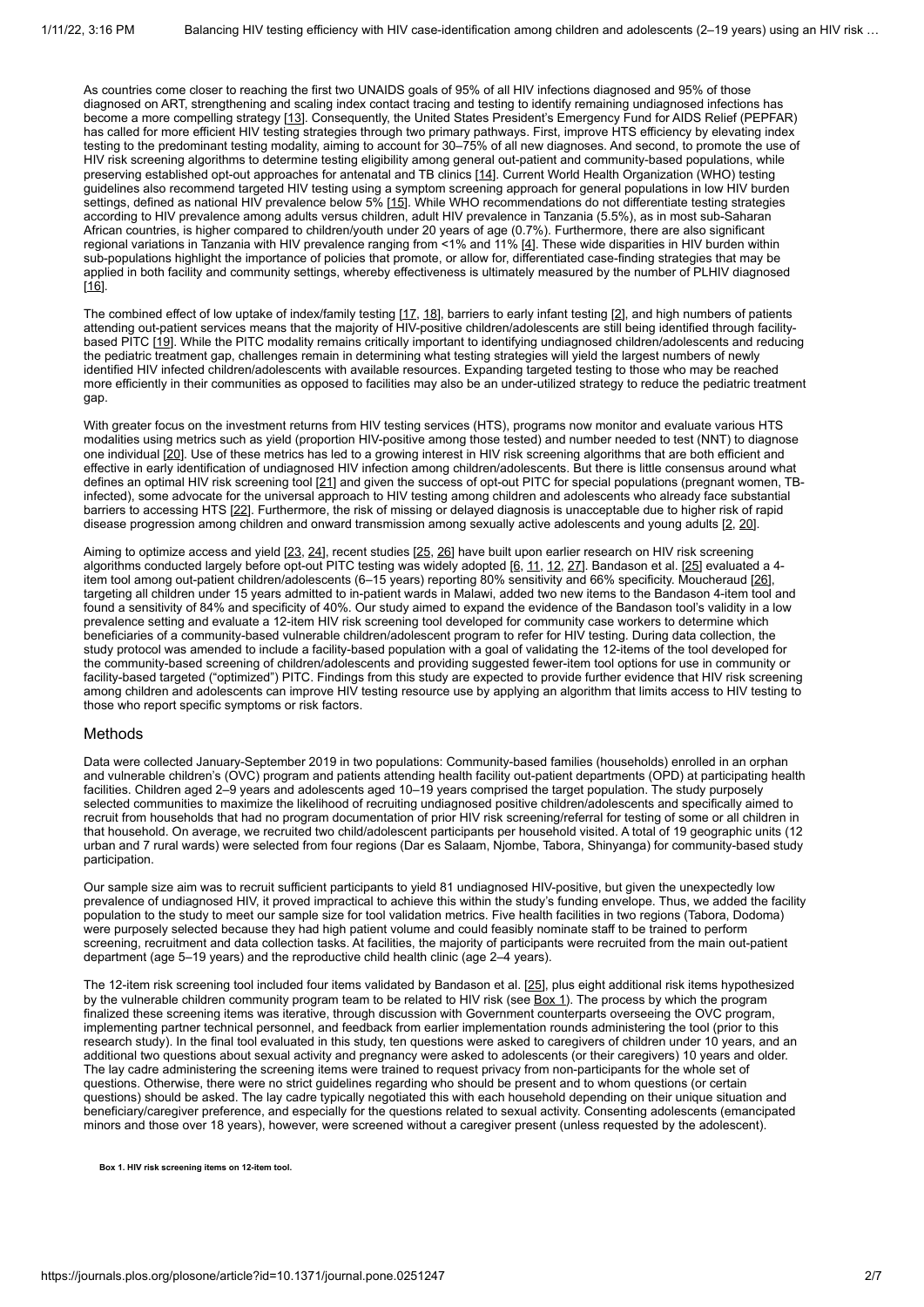As countries come closer to reaching the first two UNAIDS goals of 95% of all HIV infections diagnosed and 95% of those diagnosed on ART, strengthening and scaling index contact tracing and testing to identify remaining undiagnosed infections has become a more compelling strategy [13]. Consequently, the United States President's Emergency Fund for AIDS Relief (PEPFAR) has called for more efficient HIV testing strategies through two primary pathways. First, improve HTS efficiency by elevating index testing to the predominant testing modality, aiming to account for 30–75% of all new diagnoses. And second, to promote the use of HIV risk screening algorithms to determine testing eligibility among general out-patient and community-based populations, while preserving established opt-out approaches for antenatal and TB clinics [14]. Current World Health Organization (WHO) testing guidelines also recommend targeted HIV testing using a symptom screening approach for general populations in low HIV burden settings, defined as national HIV prevalence below 5% [15]. While WHO recommendations do not differentiate testing strategies according to HIV prevalence among adults versus children, adult HIV prevalence in Tanzania (5.5%), as in most sub-Saharan African countries, is higher compared to children/youth under 20 years of age (0.7%). Furthermore, there are also significant regional variations in Tanzania with HIV prevalence ranging from <1% and 11% [4]. These wide disparities in HIV burden within sub-populations highlight the importance of policies that promote, or allow for, differentiated case-finding strategies that may be applied in both facility and community settings, whereby effectiveness is ultimately measured by the number of PLHIV diagnosed [16].

The combined effect of low uptake of index/family testing [17, 18], barriers to early infant testing [2], and high numbers of patients attending out-patient services means that the majority of HIV-positive children/adolescents are still being identified through facility-based PITC [19]. While the PITC modality remains critically important to identifying undiagnosed children/adolescents and reducing the pediatric treatment gap, challenges remain in determining what testing strategies will yield the largest numbers of newly identified HIV infected children/adolescents with available resources. Expanding targeted testing to those who may be reached more efficiently in their communities as opposed to facilities may also be an under-utilized strategy to reduce the pediatric treatment gap.

With greater focus on the investment returns from HIV testing services (HTS), programs now monitor and evaluate various HTS modalities using metrics such as yield (proportion HIV-positive among those tested) and number needed to test (NNT) to diagnose one individual [20]. Use of these metrics has led to a growing interest in HIV risk screening algorithms that are both efficient and effective in early identification of undiagnosed HIV infection among children/adolescents. But there is little consensus around what defines an optimal HIV risk screening tool [21] and given the success of opt-out PITC for special populations (pregnant women, TB-infected), some advocate for the universal approach to HIV testing among children and adolescents who already face substantial barriers to accessing HTS [22]. Furthermore, the risk of missing or delayed diagnosis is unacceptable due to higher risk of rapid disease progression among children and onward transmission among sexually active adolescents and young adults [2, 20].

Aiming to optimize access and yield [23, 24], recent studies [25, 26] have built upon earlier research on HIV risk screening algorithms conducted largely before opt-out PITC testing was widely adopted [6, 11, 12, 27]. Bandason et al. [25] evaluated a 4-item tool among out-patient children/adolescents (6–15 years) reporting 80% sensitivity and 66% specificity. Moucheraud [26], targeting all children under 15 years admitted to in-patient wards in Malawi, added two new items to the Bandason 4-item tool and found a sensitivity of 84% and specificity of 40%. Our study aimed to expand the evidence of the Bandason tool's validity in a low prevalence setting and evaluate a 12-item HIV risk screening tool developed for community case workers to determine which beneficiaries of a community-based vulnerable children/adolescent program to refer for HIV testing. During data collection, the study protocol was amended to include a facility-based population with a goal of validating the 12-items of the tool developed for the community-based screening of children/adolescents and providing suggested fewer-item tool options for use in community or facility-based targeted ("optimized") PITC. Findings from this study are expected to provide further evidence that HIV risk screening among children and adolescents can improve HIV testing resource use by applying an algorithm that limits access to HIV testing to those who report specific symptoms or risk factors.

## Methods

Data were collected January-September 2019 in two populations: Community-based families (households) enrolled in an orphan and vulnerable children's (OVC) program and patients attending health facility out-patient departments (OPD) at participating health facilities. Children aged 2–9 years and adolescents aged 10–19 years comprised the target population. The study purposely selected communities to maximize the likelihood of recruiting undiagnosed positive children/adolescents and specifically aimed to recruit from households that had no program documentation of prior HIV risk screening/referral for testing of some or all children in that household. On average, we recruited two child/adolescent participants per household visited. A total of 19 geographic units (12 urban and 7 rural wards) were selected from four regions (Dar es Salaam, Njombe, Tabora, Shinyanga) for community-based study participation.

Our sample size aim was to recruit sufficient participants to yield 81 undiagnosed HIV-positive, but given the unexpectedly low prevalence of undiagnosed HIV, it proved impractical to achieve this within the study's funding envelope. Thus, we added the facility population to the study to meet our sample size for tool validation metrics. Five health facilities in two regions (Tabora, Dodoma) were purposely selected because they had high patient volume and could feasibly nominate staff to be trained to perform screening, recruitment and data collection tasks. At facilities, the majority of participants were recruited from the main out-patient department (age 5–19 years) and the reproductive child health clinic (age 2–4 years).

The 12-item risk screening tool included four items validated by Bandason et al. [25], plus eight additional risk items hypothesized by the vulnerable children community program team to be related to HIV risk (see Box 1). The process by which the program finalized these screening items was iterative, through discussion with Government counterparts overseeing the OVC program, implementing partner technical personnel, and feedback from earlier implementation rounds administering the tool (prior to this research study). In the final tool evaluated in this study, ten questions were asked to caregivers of children under 10 years, and an additional two questions about sexual activity and pregnancy were asked to adolescents (or their caregivers) 10 years and older. The lay cadre administering the screening items were trained to request privacy from non-participants for the whole set of questions. Otherwise, there were no strict guidelines regarding who should be present and to whom questions (or certain questions) should be asked. The lay cadre typically negotiated this with each household depending on their unique situation and beneficiary/caregiver preference, and especially for the questions related to sexual activity. Consenting adolescents (emancipated minors and those over 18 years), however, were screened without a caregiver present (unless requested by the adolescent).

**Box 1. HIV risk screening items on 12-item tool.**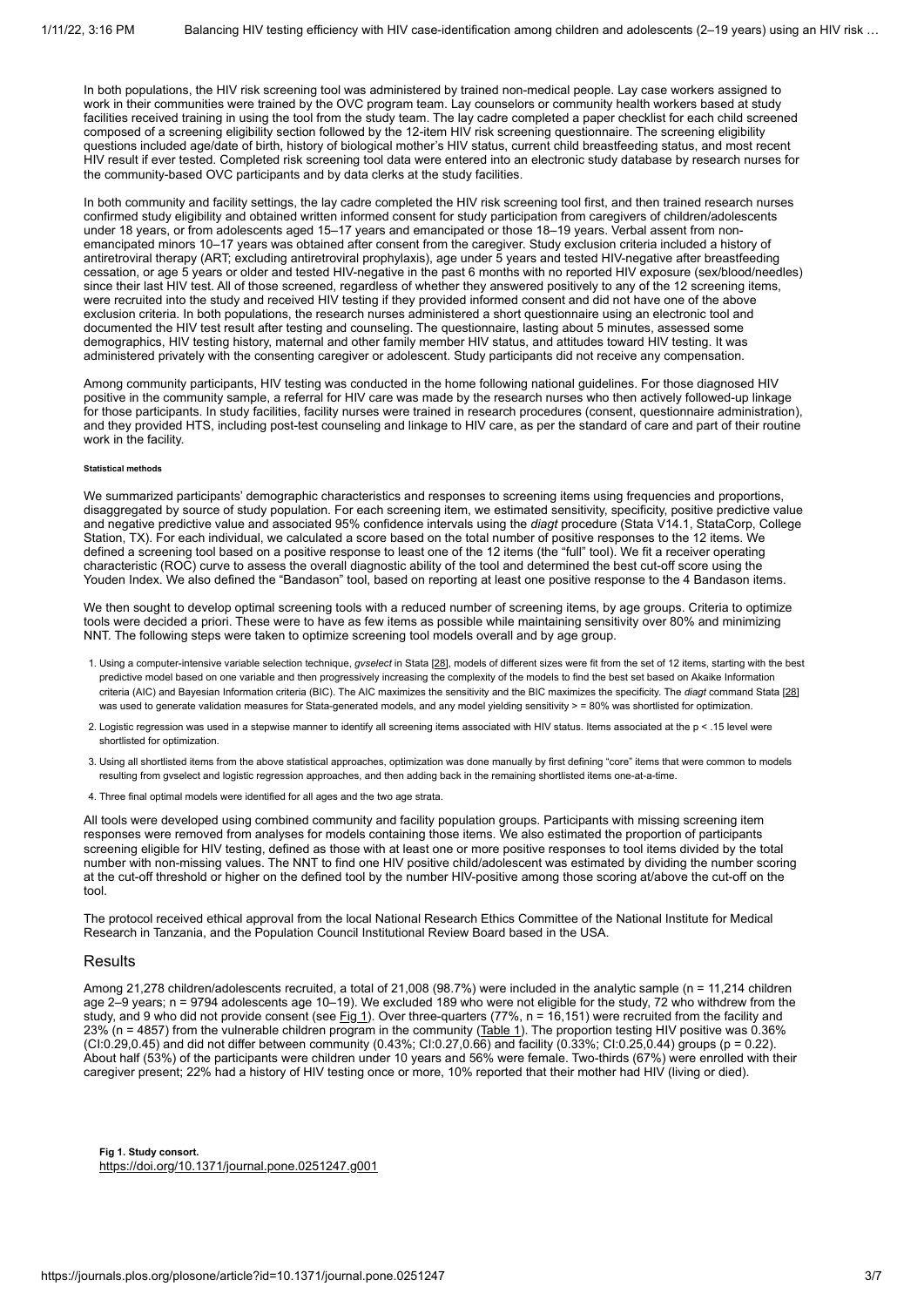In both populations, the HIV risk screening tool was administered by trained non-medical people. Lay case workers assigned to work in their communities were trained by the OVC program team. Lay counselors or community health workers based at study facilities received training in using the tool from the study team. The lay cadre completed a paper checklist for each child screened composed of a screening eligibility section followed by the 12-item HIV risk screening questionnaire. The screening eligibility questions included age/date of birth, history of biological mother's HIV status, current child breastfeeding status, and most recent HIV result if ever tested. Completed risk screening tool data were entered into an electronic study database by research nurses for the community-based OVC participants and by data clerks at the study facilities.

In both community and facility settings, the lay cadre completed the HIV risk screening tool first, and then trained research nurses confirmed study eligibility and obtained written informed consent for study participation from caregivers of children/adolescents under 18 years, or from adolescents aged 15–17 years and emancipated or those 18–19 years. Verbal assent from non-emancipated minors 10–17 years was obtained after consent from the caregiver. Study exclusion criteria included a history of antiretroviral therapy (ART; excluding antiretroviral prophylaxis), age under 5 years and tested HIV-negative after breastfeeding cessation, or age 5 years or older and tested HIV-negative in the past 6 months with no reported HIV exposure (sex/blood/needles) since their last HIV test. All of those screened, regardless of whether they answered positively to any of the 12 screening items, were recruited into the study and received HIV testing if they provided informed consent and did not have one of the above exclusion criteria. In both populations, the research nurses administered a short questionnaire using an electronic tool and documented the HIV test result after testing and counseling. The questionnaire, lasting about 5 minutes, assessed some demographics, HIV testing history, maternal and other family member HIV status, and attitudes toward HIV testing. It was administered privately with the consenting caregiver or adolescent. Study participants did not receive any compensation.

Among community participants, HIV testing was conducted in the home following national guidelines. For those diagnosed HIV positive in the community sample, a referral for HIV care was made by the research nurses who then actively followed-up linkage for those participants. In study facilities, facility nurses were trained in research procedures (consent, questionnaire administration), and they provided HTS, including post-test counseling and linkage to HIV care, as per the standard of care and part of their routine work in the facility.

##### Statistical methods

We summarized participants' demographic characteristics and responses to screening items using frequencies and proportions, disaggregated by source of study population. For each screening item, we estimated sensitivity, specificity, positive predictive value and negative predictive value and associated 95% confidence intervals using the *diagt* procedure (Stata V14.1, StataCorp, College Station, TX). For each individual, we calculated a score based on the total number of positive responses to the 12 items. We defined a screening tool based on a positive response to least one of the 12 items (the "full" tool). We fit a receiver operating characteristic (ROC) curve to assess the overall diagnostic ability of the tool and determined the best cut-off score using the Youden Index. We also defined the "Bandason" tool, based on reporting at least one positive response to the 4 Bandason items.

We then sought to develop optimal screening tools with a reduced number of screening items, by age groups. Criteria to optimize tools were decided a priori. These were to have as few items as possible while maintaining sensitivity over 80% and minimizing NNT. The following steps were taken to optimize screening tool models overall and by age group.

1. Using a computer-intensive variable selection technique, *gvselect* in Stata [28], models of different sizes were fit from the set of 12 items, starting with the best predictive model based on one variable and then progressively increasing the complexity of the models to find the best set based on Akaike Information criteria (AIC) and Bayesian Information criteria (BIC). The AIC maximizes the sensitivity and the BIC maximizes the specificity. The *diagt* command Stata [28] was used to generate validation measures for Stata-generated models, and any model yielding sensitivity > = 80% was shortlisted for optimization.
2. Logistic regression was used in a stepwise manner to identify all screening items associated with HIV status. Items associated at the $p < .15$ level were shortlisted for optimization.
3. Using all shortlisted items from the above statistical approaches, optimization was done manually by first defining "core" items that were common to models resulting from gvselect and logistic regression approaches, and then adding back in the remaining shortlisted items one-at-a-time.
4. Three final optimal models were identified for all ages and the two age strata.

All tools were developed using combined community and facility population groups. Participants with missing screening item responses were removed from analyses for models containing those items. We also estimated the proportion of participants screening eligible for HIV testing, defined as those with at least one or more positive responses to tool items divided by the total number with non-missing values. The NNT to find one HIV positive child/adolescent was estimated by dividing the number scoring at the cut-off threshold or higher on the defined tool by the number HIV-positive among those scoring at/above the cut-off on the tool.

The protocol received ethical approval from the local National Research Ethics Committee of the National Institute for Medical Research in Tanzania, and the Population Council Institutional Review Board based in the USA.

## Results

Among 21,278 children/adolescents recruited, a total of 21,008 (98.7%) were included in the analytic sample (n = 11,214 children age 2–9 years; n = 9794 adolescents age 10–19). We excluded 189 who were not eligible for the study, 72 who withdrew from the study, and 9 who did not provide consent (see Fig 1). Over three-quarters (77%, n = 16,151) were recruited from the facility and 23% (n = 4857) from the vulnerable children program in the community (Table 1). The proportion testing HIV positive was 0.36% (CI:0.29,0.45) and did not differ between community (0.43%; CI:0.27,0.66) and facility (0.33%; CI:0.25,0.44) groups ($p = 0.22$). About half (53%) of the participants were children under 10 years and 56% were female. Two-thirds (67%) were enrolled with their caregiver present; 22% had a history of HIV testing once or more, 10% reported that their mother had HIV (living or died).

**Fig 1. Study consort.**
https://doi.org/10.1371/journal.pone.0251247.g001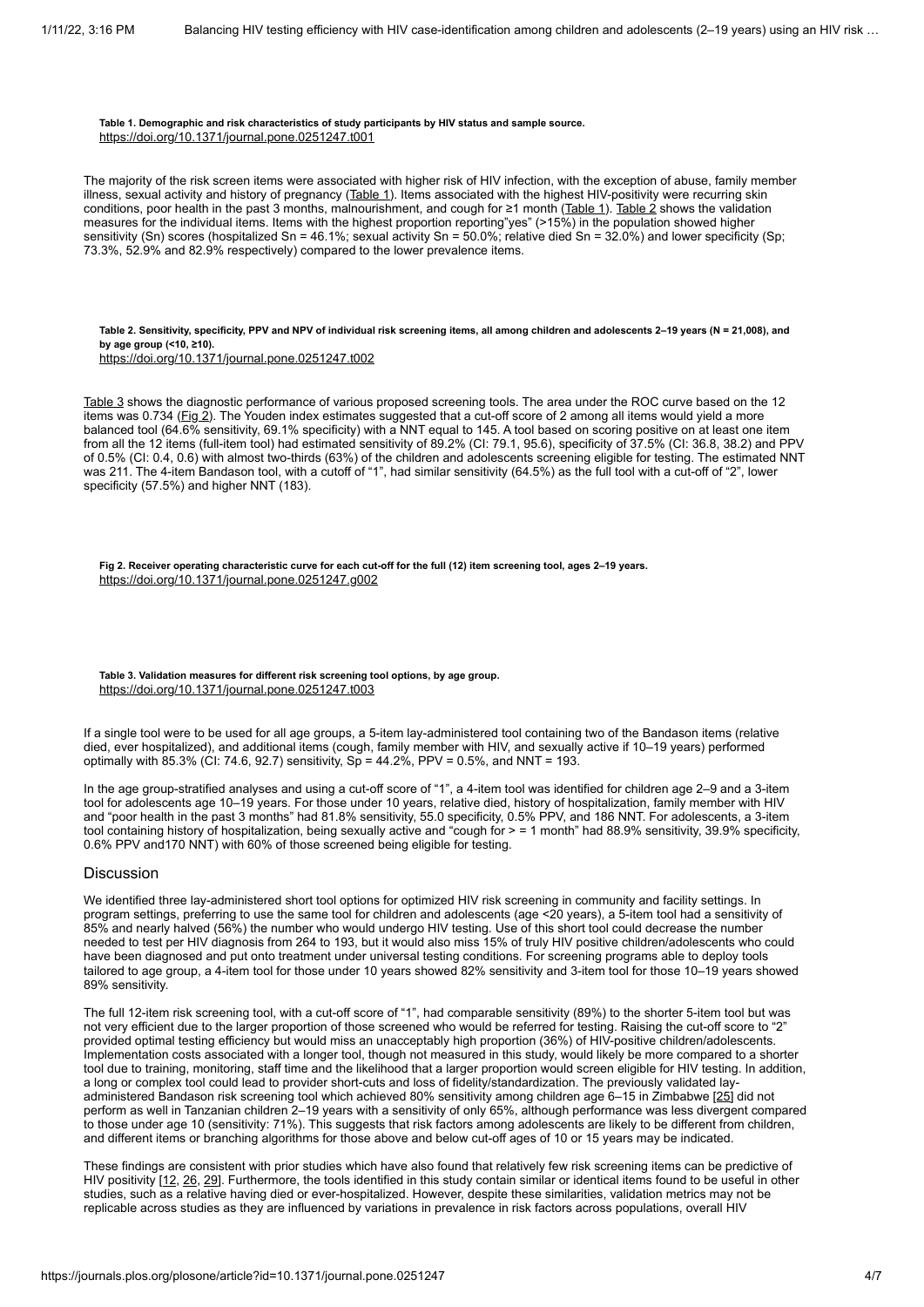**Table 1. Demographic and risk characteristics of study participants by HIV status and sample source.**
https://doi.org/10.1371/journal.pone.0251247.t001

The majority of the risk screen items were associated with higher risk of HIV infection, with the exception of abuse, family member illness, sexual activity and history of pregnancy (Table 1). Items associated with the highest HIV-positivity were recurring skin conditions, poor health in the past 3 months, malnourishment, and cough for ≥1 month (Table 1). Table 2 shows the validation measures for the individual items. Items with the highest proportion reporting"yes" (>15%) in the population showed higher sensitivity (Sn) scores (hospitalized Sn = 46.1%; sexual activity Sn = 50.0%; relative died Sn = 32.0%) and lower specificity (Sp; 73.3%, 52.9% and 82.9% respectively) compared to the lower prevalence items.

**Table 2. Sensitivity, specificity, PPV and NPV of individual risk screening items, all among children and adolescents 2–19 years (N = 21,008), and by age group (<10, ≥10).**
https://doi.org/10.1371/journal.pone.0251247.t002

Table 3 shows the diagnostic performance of various proposed screening tools. The area under the ROC curve based on the 12 items was 0.734 (Fig 2). The Youden index estimates suggested that a cut-off score of 2 among all items would yield a more balanced tool (64.6% sensitivity, 69.1% specificity) with a NNT equal to 145. A tool based on scoring positive on at least one item from all the 12 items (full-item tool) had estimated sensitivity of 89.2% (CI: 79.1, 95.6), specificity of 37.5% (CI: 36.8, 38.2) and PPV of 0.5% (CI: 0.4, 0.6) with almost two-thirds (63%) of the children and adolescents screening eligible for testing. The estimated NNT was 211. The 4-item Bandason tool, with a cutoff of "1", had similar sensitivity (64.5%) as the full tool with a cut-off of "2", lower specificity (57.5%) and higher NNT (183).

**Fig 2. Receiver operating characteristic curve for each cut-off for the full (12) item screening tool, ages 2–19 years.**
https://doi.org/10.1371/journal.pone.0251247.g002

**Table 3. Validation measures for different risk screening tool options, by age group.**
https://doi.org/10.1371/journal.pone.0251247.t003

If a single tool were to be used for all age groups, a 5-item lay-administered tool containing two of the Bandason items (relative died, ever hospitalized), and additional items (cough, family member with HIV, and sexually active if 10–19 years) performed optimally with 85.3% (CI: 74.6, 92.7) sensitivity, Sp = 44.2%, PPV = 0.5%, and NNT = 193.

In the age group-stratified analyses and using a cut-off score of "1", a 4-item tool was identified for children age 2–9 and a 3-item tool for adolescents age 10–19 years. For those under 10 years, relative died, history of hospitalization, family member with HIV and "poor health in the past 3 months" had 81.8% sensitivity, 55.0 specificity, 0.5% PPV, and 186 NNT. For adolescents, a 3-item tool containing history of hospitalization, being sexually active and "cough for > = 1 month" had 88.9% sensitivity, 39.9% specificity, 0.6% PPV and170 NNT) with 60% of those screened being eligible for testing.

## Discussion

We identified three lay-administered short tool options for optimized HIV risk screening in community and facility settings. In program settings, preferring to use the same tool for children and adolescents (age <20 years), a 5-item tool had a sensitivity of 85% and nearly halved (56%) the number who would undergo HIV testing. Use of this short tool could decrease the number needed to test per HIV diagnosis from 264 to 193, but it would also miss 15% of truly HIV positive children/adolescents who could have been diagnosed and put onto treatment under universal testing conditions. For screening programs able to deploy tools tailored to age group, a 4-item tool for those under 10 years showed 82% sensitivity and 3-item tool for those 10–19 years showed 89% sensitivity.

The full 12-item risk screening tool, with a cut-off score of "1", had comparable sensitivity (89%) to the shorter 5-item tool but was not very efficient due to the larger proportion of those screened who would be referred for testing. Raising the cut-off score to "2" provided optimal testing efficiency but would miss an unacceptably high proportion (36%) of HIV-positive children/adolescents. Implementation costs associated with a longer tool, though not measured in this study, would likely be more compared to a shorter tool due to training, monitoring, staff time and the likelihood that a larger proportion would screen eligible for HIV testing. In addition, a long or complex tool could lead to provider short-cuts and loss of fidelity/standardization. The previously validated lay-administered Bandason risk screening tool which achieved 80% sensitivity among children age 6–15 in Zimbabwe [25] did not perform as well in Tanzanian children 2–19 years with a sensitivity of only 65%, although performance was less divergent compared to those under age 10 (sensitivity: 71%). This suggests that risk factors among adolescents are likely to be different from children, and different items or branching algorithms for those above and below cut-off ages of 10 or 15 years may be indicated.

These findings are consistent with prior studies which have also found that relatively few risk screening items can be predictive of HIV positivity [12, 26, 29]. Furthermore, the tools identified in this study contain similar or identical items found to be useful in other studies, such as a relative having died or ever-hospitalized. However, despite these similarities, validation metrics may not be replicable across studies as they are influenced by variations in prevalence in risk factors across populations, overall HIV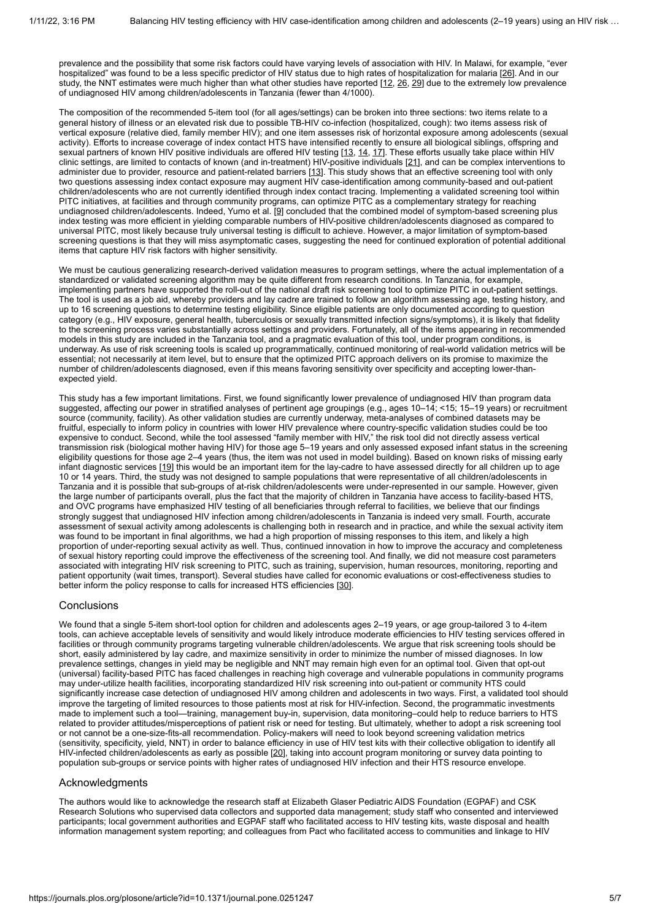prevalence and the possibility that some risk factors could have varying levels of association with HIV. In Malawi, for example, "ever hospitalized" was found to be a less specific predictor of HIV status due to high rates of hospitalization for malaria [26]. And in our study, the NNT estimates were much higher than what other studies have reported [12, 26, 29] due to the extremely low prevalence of undiagnosed HIV among children/adolescents in Tanzania (fewer than 4/1000).

The composition of the recommended 5-item tool (for all ages/settings) can be broken into three sections: two items relate to a general history of illness or an elevated risk due to possible TB-HIV co-infection (hospitalized, cough): two items assess risk of vertical exposure (relative died, family member HIV); and one item assesses risk of horizontal exposure among adolescents (sexual activity). Efforts to increase coverage of index contact HTS have intensified recently to ensure all biological siblings, offspring and sexual partners of known HIV positive individuals are offered HIV testing [13, 14, 17]. These efforts usually take place within HIV clinic settings, are limited to contacts of known (and in-treatment) HIV-positive individuals [21], and can be complex interventions to administer due to provider, resource and patient-related barriers [13]. This study shows that an effective screening tool with only two questions assessing index contact exposure may augment HIV case-identification among community-based and out-patient children/adolescents who are not currently identified through index contact tracing. Implementing a validated screening tool within PITC initiatives, at facilities and through community programs, can optimize PITC as a complementary strategy for reaching undiagnosed children/adolescents. Indeed, Yumo et al. [9] concluded that the combined model of symptom-based screening plus index testing was more efficient in yielding comparable numbers of HIV-positive children/adolescents diagnosed as compared to universal PITC, most likely because truly universal testing is difficult to achieve. However, a major limitation of symptom-based screening questions is that they will miss asymptomatic cases, suggesting the need for continued exploration of potential additional items that capture HIV risk factors with higher sensitivity.

We must be cautious generalizing research-derived validation measures to program settings, where the actual implementation of a standardized or validated screening algorithm may be quite different from research conditions. In Tanzania, for example, implementing partners have supported the roll-out of the national draft risk screening tool to optimize PITC in out-patient settings. The tool is used as a job aid, whereby providers and lay cadre are trained to follow an algorithm assessing age, testing history, and up to 16 screening questions to determine testing eligibility. Since eligible patients are only documented according to question category (e.g., HIV exposure, general health, tuberculosis or sexually transmitted infection signs/symptoms), it is likely that fidelity to the screening process varies substantially across settings and providers. Fortunately, all of the items appearing in recommended models in this study are included in the Tanzania tool, and a pragmatic evaluation of this tool, under program conditions, is underway. As use of risk screening tools is scaled up programmatically, continued monitoring of real-world validation metrics will be essential; not necessarily at item level, but to ensure that the optimized PITC approach delivers on its promise to maximize the number of children/adolescents diagnosed, even if this means favoring sensitivity over specificity and accepting lower-than-expected yield.

This study has a few important limitations. First, we found significantly lower prevalence of undiagnosed HIV than program data suggested, affecting our power in stratified analyses of pertinent age groupings (e.g., ages 10–14; <15; 15–19 years) or recruitment source (community, facility). As other validation studies are currently underway, meta-analyses of combined datasets may be fruitful, especially to inform policy in countries with lower HIV prevalence where country-specific validation studies could be too expensive to conduct. Second, while the tool assessed "family member with HIV," the risk tool did not directly assess vertical transmission risk (biological mother having HIV) for those age 5–19 years and only assessed exposed infant status in the screening eligibility questions for those age 2–4 years (thus, the item was not used in model building). Based on known risks of missing early infant diagnostic services [19] this would be an important item for the lay-cadre to have assessed directly for all children up to age 10 or 14 years. Third, the study was not designed to sample populations that were representative of all children/adolescents in Tanzania and it is possible that sub-groups of at-risk children/adolescents were under-represented in our sample. However, given the large number of participants overall, plus the fact that the majority of children in Tanzania have access to facility-based HTS, and OVC programs have emphasized HIV testing of all beneficiaries through referral to facilities, we believe that our findings strongly suggest that undiagnosed HIV infection among children/adolescents in Tanzania is indeed very small. Fourth, accurate assessment of sexual activity among adolescents is challenging both in research and in practice, and while the sexual activity item was found to be important in final algorithms, we had a high proportion of missing responses to this item, and likely a high proportion of under-reporting sexual activity as well. Thus, continued innovation in how to improve the accuracy and completeness of sexual history reporting could improve the effectiveness of the screening tool. And finally, we did not measure cost parameters associated with integrating HIV risk screening to PITC, such as training, supervision, human resources, monitoring, reporting and patient opportunity (wait times, transport). Several studies have called for economic evaluations or cost-effectiveness studies to better inform the policy response to calls for increased HTS efficiencies [30].

## Conclusions

We found that a single 5-item short-tool option for children and adolescents ages 2–19 years, or age group-tailored 3 to 4-item tools, can achieve acceptable levels of sensitivity and would likely introduce moderate efficiencies to HIV testing services offered in facilities or through community programs targeting vulnerable children/adolescents. We argue that risk screening tools should be short, easily administered by lay cadre, and maximize sensitivity in order to minimize the number of missed diagnoses. In low prevalence settings, changes in yield may be negligible and NNT may remain high even for an optimal tool. Given that opt-out (universal) facility-based PITC has faced challenges in reaching high coverage and vulnerable populations in community programs may under-utilize health facilities, incorporating standardized HIV risk screening into out-patient or community HTS could significantly increase case detection of undiagnosed HIV among children and adolescents in two ways. First, a validated tool should improve the targeting of limited resources to those patients most at risk for HIV-infection. Second, the programmatic investments made to implement such a tool—training, management buy-in, supervision, data monitoring–could help to reduce barriers to HTS related to provider attitudes/misperceptions of patient risk or need for testing. But ultimately, whether to adopt a risk screening tool or not cannot be a one-size-fits-all recommendation. Policy-makers will need to look beyond screening validation metrics (sensitivity, specificity, yield, NNT) in order to balance efficiency in use of HIV test kits with their collective obligation to identify all HIV-infected children/adolescents as early as possible [20], taking into account program monitoring or survey data pointing to population sub-groups or service points with higher rates of undiagnosed HIV infection and their HTS resource envelope.

## Acknowledgments

The authors would like to acknowledge the research staff at Elizabeth Glaser Pediatric AIDS Foundation (EGPAF) and CSK Research Solutions who supervised data collectors and supported data management; study staff who consented and interviewed participants; local government authorities and EGPAF staff who facilitated access to HIV testing kits, waste disposal and health information management system reporting; and colleagues from Pact who facilitated access to communities and linkage to HIV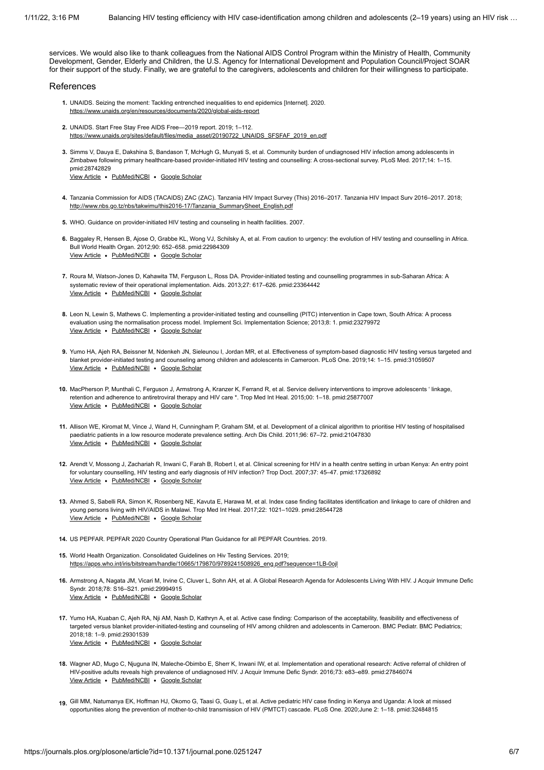services. We would also like to thank colleagues from the National AIDS Control Program within the Ministry of Health, Community Development, Gender, Elderly and Children, the U.S. Agency for International Development and Population Council/Project SOAR for their support of the study. Finally, we are grateful to the caregivers, adolescents and children for their willingness to participate.

## References

1. UNAIDS. Seizing the moment: Tackling entrenched inequalities to end epidemics [Internet]. 2020. https://www.unaids.org/en/resources/documents/2020/global-aids-report

2. UNAIDS. Start Free Stay Free AIDS Free—2019 report. 2019; 1–112. https://www.unaids.org/sites/default/files/media_asset/20190722_UNAIDS_SFSFAF_2019_en.pdf

3. Simms V, Dauya E, Dakshina S, Bandason T, McHugh G, Munyati S, et al. Community burden of undiagnosed HIV infection among adolescents in Zimbabwe following primary healthcare-based provider-initiated HIV testing and counselling: A cross-sectional survey. PLoS Med. 2017;14: 1–15. pmid:28742829
View Article • PubMed/NCBI • Google Scholar

4. Tanzania Commission for AIDS (TACAIDS) ZAC (ZAC). Tanzania HIV Impact Survey (This) 2016–2017. Tanzania HIV Impact Surv 2016–2017. 2018; http://www.nbs.go.tz/nbs/takwimu/this2016-17/Tanzania_SummarySheet_English.pdf

5. WHO. Guidance on provider-initiated HIV testing and counseling in health facilities. 2007.

6. Baggaley R, Hensen B, Ajose O, Grabbe KL, Wong VJ, Schilsky A, et al. From caution to urgency: the evolution of HIV testing and counselling in Africa. Bull World Health Organ. 2012;90: 652–658. pmid:22984309
View Article • PubMed/NCBI • Google Scholar

7. Roura M, Watson-Jones D, Kahawita TM, Ferguson L, Ross DA. Provider-initiated testing and counselling programmes in sub-Saharan Africa: A systematic review of their operational implementation. Aids. 2013;27: 617–626. pmid:23364442
View Article • PubMed/NCBI • Google Scholar

8. Leon N, Lewin S, Mathews C. Implementing a provider-initiated testing and counselling (PITC) intervention in Cape town, South Africa: A process evaluation using the normalisation process model. Implement Sci. Implementation Science; 2013;8: 1. pmid:23279972
View Article • PubMed/NCBI • Google Scholar

9. Yumo HA, Ajeh RA, Beissner M, Ndenkeh JN, Sieleunou I, Jordan MR, et al. Effectiveness of symptom-based diagnostic HIV testing versus targeted and blanket provider-initiated testing and counseling among children and adolescents in Cameroon. PLoS One. 2019;14: 1–15. pmid:31059507
View Article • PubMed/NCBI • Google Scholar

10. MacPherson P, Munthali C, Ferguson J, Armstrong A, Kranzer K, Ferrand R, et al. Service delivery interventions to improve adolescents ' linkage, retention and adherence to antiretroviral therapy and HIV care *. Trop Med Int Heal. 2015;00: 1–18. pmid:25877007
View Article • PubMed/NCBI • Google Scholar

11. Allison WE, Kiromat M, Vince J, Wand H, Cunningham P, Graham SM, et al. Development of a clinical algorithm to prioritise HIV testing of hospitalised paediatric patients in a low resource moderate prevalence setting. Arch Dis Child. 2011;96: 67–72. pmid:21047830
View Article • PubMed/NCBI • Google Scholar

12. Arendt V, Mossong J, Zachariah R, Inwani C, Farah B, Robert I, et al. Clinical screening for HIV in a health centre setting in urban Kenya: An entry point for voluntary counselling, HIV testing and early diagnosis of HIV infection? Trop Doct. 2007;37: 45–47. pmid:17326892
View Article • PubMed/NCBI • Google Scholar

13. Ahmed S, Sabelli RA, Simon K, Rosenberg NE, Kavuta E, Harawa M, et al. Index case finding facilitates identification and linkage to care of children and young persons living with HIV/AIDS in Malawi. Trop Med Int Heal. 2017;22: 1021–1029. pmid:28544728
View Article • PubMed/NCBI • Google Scholar

14. US PEPFAR. PEPFAR 2020 Country Operational Plan Guidance for all PEPFAR Countries. 2019.

15. World Health Organization. Consolidated Guidelines on Hiv Testing Services. 2019; https://apps.who.int/iris/bitstream/handle/10665/179870/9789241508926_eng.pdf?sequence=1LB-0ojl

16. Armstrong A, Nagata JM, Vicari M, Irvine C, Cluver L, Sohn AH, et al. A Global Research Agenda for Adolescents Living With HIV. J Acquir Immune Defic Syndr. 2018;78: S16–S21. pmid:29994915
View Article • PubMed/NCBI • Google Scholar

17. Yumo HA, Kuaban C, Ajeh RA, Nji AM, Nash D, Kathryn A, et al. Active case finding: Comparison of the acceptability, feasibility and effectiveness of targeted versus blanket provider-initiated-testing and counseling of HIV among children and adolescents in Cameroon. BMC Pediatr. BMC Pediatrics; 2018;18: 1–9. pmid:29301539
View Article • PubMed/NCBI • Google Scholar

18. Wagner AD, Mugo C, Njuguna IN, Maleche-Obimbo E, Sherr K, Inwani IW, et al. Implementation and operational research: Active referral of children of HIV-positive adults reveals high prevalence of undiagnosed HIV. J Acquir Immune Defic Syndr. 2016;73: e83–e89. pmid:27846074
View Article • PubMed/NCBI • Google Scholar

19. Gill MM, Natumanya EK, Hoffman HJ, Okomo G, Taasi G, Guay L, et al. Active pediatric HIV case finding in Kenya and Uganda: A look at missed opportunities along the prevention of mother-to-child transmission of HIV (PMTCT) cascade. PLoS One. 2020;June 2: 1–18. pmid:32484815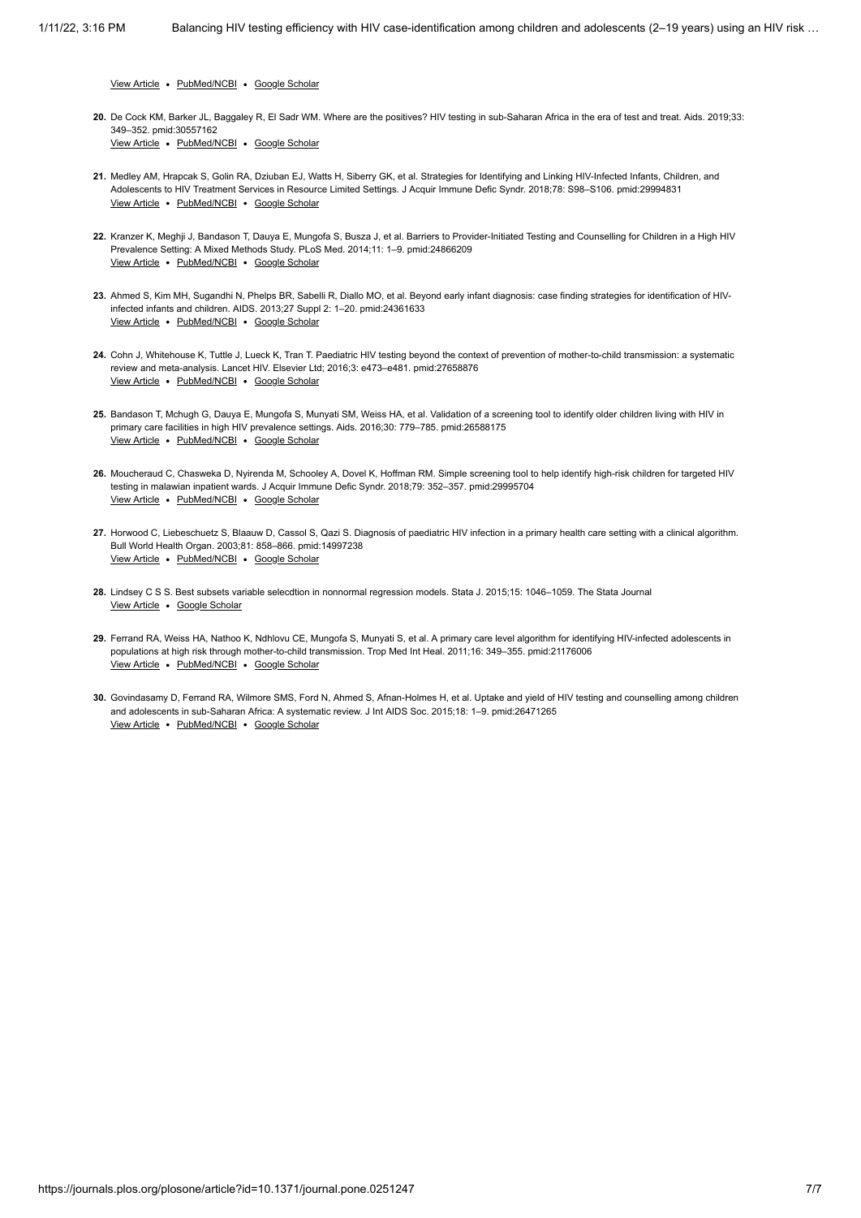View Article • PubMed/NCBI • Google Scholar

20. De Cock KM, Barker JL, Baggaley R, El Sadr WM. Where are the positives? HIV testing in sub-Saharan Africa in the era of test and treat. Aids. 2019;33: 349–352. pmid:30557162
View Article • PubMed/NCBI • Google Scholar

21. Medley AM, Hrapcak S, Golin RA, Dziuban EJ, Watts H, Siberry GK, et al. Strategies for Identifying and Linking HIV-Infected Infants, Children, and Adolescents to HIV Treatment Services in Resource Limited Settings. J Acquir Immune Defic Syndr. 2018;78: S98–S106. pmid:29994831
View Article • PubMed/NCBI • Google Scholar

22. Kranzer K, Meghji J, Bandason T, Dauya E, Mungofa S, Busza J, et al. Barriers to Provider-Initiated Testing and Counselling for Children in a High HIV Prevalence Setting: A Mixed Methods Study. PLoS Med. 2014;11: 1–9. pmid:24866209
View Article • PubMed/NCBI • Google Scholar

23. Ahmed S, Kim MH, Sugandhi N, Phelps BR, Sabelli R, Diallo MO, et al. Beyond early infant diagnosis: case finding strategies for identification of HIV-infected infants and children. AIDS. 2013;27 Suppl 2: 1–20. pmid:24361633
View Article • PubMed/NCBI • Google Scholar

24. Cohn J, Whitehouse K, Tuttle J, Lueck K, Tran T. Paediatric HIV testing beyond the context of prevention of mother-to-child transmission: a systematic review and meta-analysis. Lancet HIV. Elsevier Ltd; 2016;3: e473–e481. pmid:27658876
View Article • PubMed/NCBI • Google Scholar

25. Bandason T, Mchugh G, Dauya E, Mungofa S, Munyati SM, Weiss HA, et al. Validation of a screening tool to identify older children living with HIV in primary care facilities in high HIV prevalence settings. Aids. 2016;30: 779–785. pmid:26588175
View Article • PubMed/NCBI • Google Scholar

26. Moucheraud C, Chasweka D, Nyirenda M, Schooley A, Dovel K, Hoffman RM. Simple screening tool to help identify high-risk children for targeted HIV testing in malawian inpatient wards. J Acquir Immune Defic Syndr. 2018;79: 352–357. pmid:29995704
View Article • PubMed/NCBI • Google Scholar

27. Horwood C, Liebeschuetz S, Blaauw D, Cassol S, Qazi S. Diagnosis of paediatric HIV infection in a primary health care setting with a clinical algorithm. Bull World Health Organ. 2003;81: 858–866. pmid:14997238
View Article • PubMed/NCBI • Google Scholar

28. Lindsey C S S. Best subsets variable selecdtion in nonnormal regression models. Stata J. 2015;15: 1046–1059. The Stata Journal
View Article • Google Scholar

29. Ferrand RA, Weiss HA, Nathoo K, Ndhlovu CE, Mungofa S, Munyati S, et al. A primary care level algorithm for identifying HIV-infected adolescents in populations at high risk through mother-to-child transmission. Trop Med Int Heal. 2011;16: 349–355. pmid:21176006
View Article • PubMed/NCBI • Google Scholar

30. Govindasamy D, Ferrand RA, Wilmore SMS, Ford N, Ahmed S, Afnan-Holmes H, et al. Uptake and yield of HIV testing and counselling among children and adolescents in sub-Saharan Africa: A systematic review. J Int AIDS Soc. 2015;18: 1–9. pmid:26471265
View Article • PubMed/NCBI • Google Scholar